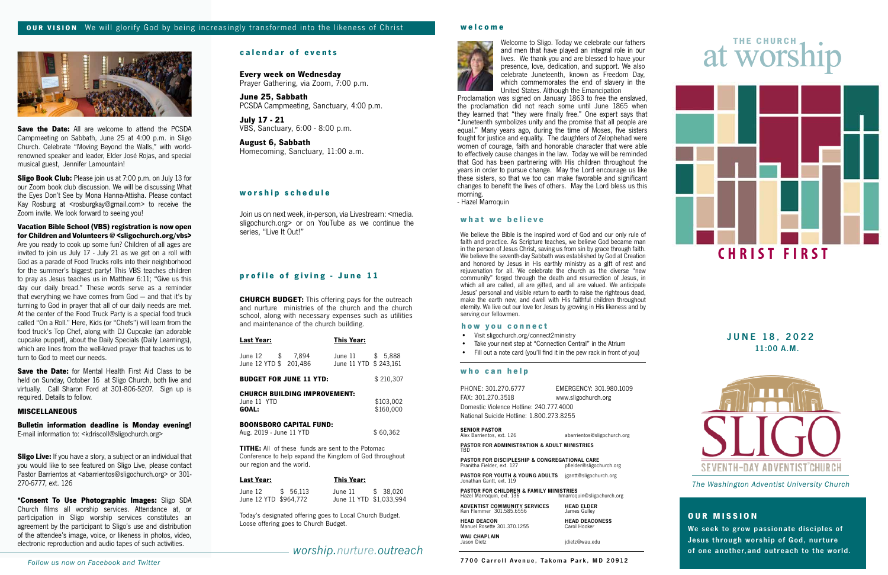**OUR VISION** We will glorify God by being increasingly transformed into the likeness of Christ

**Save the Date:** All are welcome to attend the PCSDA Campmeeting on Sabbath, June 25 at 4:00 p.m. in Sligo Church. Celebrate "Moving Beyond the Walls," with world-renowned speaker and leader, Elder José Rojas, and special musical guest, Jennifer Lamountain!

**Sligo Book Club:** Please join us at 7:00 p.m. on July 13 for our Zoom book club discussion. We will be discussing What the Eyes Don't See by Mona Hanna-Attisha. Please contact Kay Rosburg at <rosburgkay@gmail.com> to receive the Zoom invite. We look forward to seeing you!

**Vacation Bible School (VBS) registration is now open for Children and Volunteers @ <sligochurch.org/vbs>**
Are you ready to cook up some fun? Children of all ages are invited to join us July 17 - July 21 as we get on a roll with God as a parade of Food Trucks rolls into their neighborhood for the summer's biggest party! This VBS teaches children to pray as Jesus teaches us in Matthew 6:11; "Give us this day our daily bread." These words serve as a reminder that everything we have comes from God – and that it's by turning to God in prayer that all of our daily needs are met. At the center of the Food Truck Party is a special food truck called "On a Roll." Here, Kids (or "Chefs") will learn from the food truck's Top Chef, along with DJ Cupcake (an adorable cupcake puppet), about the Daily Specials (Daily Learnings), which are lines from the well-loved prayer that teaches us to turn to God to meet our needs.

**Save the Date:** for Mental Health First Aid Class to be held on Sunday, October 16 at Sligo Church, both live and virtually. Call Sharon Ford at 301-806-5207. Sign up is required. Details to follow.

### MISCELLANEOUS

**Bulletin information deadline is Monday evening!**
E-mail information to: <kdriscoll@sligochurch.org>

**Sligo Live:** If you have a story, a subject or an individual that you would like to see featured on Sligo Live, please contact Pastor Barrientos at <abarrientos@sligochurch.org> or 301-270-6777, ext. 126

**\*Consent To Use Photographic Images:** Sligo SDA Church films all worship services. Attendance at, or participation in Sligo worship services constitutes an agreement by the participant to Sligo's use and distribution of the attendee's image, voice, or likeness in photos, video, electronic reproduction and audio tapes of such activities.

*Follow us now on Facebook and Twitter*

## calendar of events

**Every week on Wednesday**
Prayer Gathering, via Zoom, 7:00 p.m.

**June 25, Sabbath**
PCSDA Campmeeting, Sanctuary, 4:00 p.m.

**July 17 - 21**
VBS, Sanctuary, 6:00 - 8:00 p.m.

**August 6, Sabbath**
Homecoming, Sanctuary, 11:00 a.m.

## worship schedule

Join us on next week, in-person, via Livestream: <media.sligochurch.org> or on YouTube as we continue the series, "Live It Out!"

## profile of giving - June 11

**CHURCH BUDGET:** This offering pays for the outreach and nurture ministries of the church and the church school, along with necessary expenses such as utilities and maintenance of the church building.

| Last Year: | | This Year: | |
|---|---|---|---|
| June 12 | $ 7,894 | June 11 | $ 5,888 |
| June 12 YTD | $ 201,486 | June 11 YTD | $ 243,161 |

**BUDGET FOR JUNE 11 YTD:** $ 210,307

**CHURCH BUILDING IMPROVEMENT:**
June 11 YTD $103,002
**GOAL:** $160,000

**BOONSBORO CAPITAL FUND:**
Aug. 2019 - June 11 YTD $ 60,362

**TITHE:** All of these funds are sent to the Potomac Conference to help expand the Kingdom of God throughout our region and the world.

| Last Year: | | This Year: | |
|---|---|---|---|
| June 12 | $ 56,113 | June 11 | $ 38,020 |
| June 12 YTD | $964,772 | June 11 YTD | $1,033,994 |

Today's designated offering goes to Local Church Budget. Loose offering goes to Church Budget.

*worship.nurture.outreach*

## welcome

Welcome to Sligo. Today we celebrate our fathers and men that have played an integral role in our lives. We thank you and are blessed to have your presence, love, dedication, and support. We also celebrate Juneteenth, known as Freedom Day, which commemorates the end of slavery in the United States. Although the Emancipation Proclamation was signed on January 1863 to free the enslaved, the proclamation did not reach some until June 1865 when they learned that "they were finally free." One expert says that "Juneteenth symbolizes unity and the promise that all people are equal." Many years ago, during the time of Moses, five sisters fought for justice and equality. The daughters of Zelophehad were women of courage, faith and honorable character that were able to effectively cause changes in the law. Today we will be reminded that God has been partnering with His children throughout the years in order to pursue change. May the Lord encourage us like these sisters, so that we too can make favorable and significant changes to benefit the lives of others. May the Lord bless us this morning.
- Hazel Marroquin

## what we believe

We believe the Bible is the inspired word of God and our only rule of faith and practice. As Scripture teaches, we believe God became man in the person of Jesus Christ, saving us from sin by grace through faith. We believe the seventh-day Sabbath was established by God at Creation and honored by Jesus in His earthly ministry as a gift of rest and rejuvenation for all. We celebrate the church as the diverse "new community" forged through the death and resurrection of Jesus, in which all are called, all are gifted, and all are valued. We anticipate Jesus' personal and visible return to earth to raise the righteous dead, make the earth new, and dwell with His faithful children throughout eternity. We live out our love for Jesus by growing in His likeness and by serving our fellowmen.

## how you connect

- Visit sligochurch.org/connect2ministry
- Take your next step at "Connection Central" in the Atrium
- Fill out a note card (you'll find it in the pew rack in front of you)

## who can help

PHONE: 301.270.6777 EMERGENCY: 301.980.1009
FAX: 301.270.3518 www.sligochurch.org
Domestic Violence Hotline: 240.777.4000
National Suicide Hotline: 1.800.273.8255

**SENIOR PASTOR**
Alex Barrientos, ext. 126 — abarrientos@sligochurch.org

**PASTOR FOR ADMINISTRATION & ADULT MINISTRIES**
TBD

**PASTOR FOR DISCIPLESHIP & CONGREGATIONAL CARE**
Pranitha Fielder, ext. 127 — pfielder@sligochurch.org

**PASTOR FOR YOUTH & YOUNG ADULTS** — jgantt@sligochurch.org
Jonathan Gantt, ext. 119

**PASTOR FOR CHILDREN & FAMILY MINISTRIES**
Hazel Marroquin, ext. 136 — hmarroquin@sligochurch.org

**ADVENTIST COMMUNITY SERVICES**
Ken Flemmer 301.585.6556

**HEAD ELDER**
James Gulley

**HEAD DEACON**
Manuel Rosette 301.370.1255

**HEAD DEACONESS**
Carol Hooker

**WAU CHAPLAIN**
Jason Dietz — jdietz@wau.edu

7700 Carroll Avenue, Takoma Park, MD 20912

# THE CHURCH at worship

**CHRIST FIRST**

**JUNE 18, 2022**
**11:00 A.M.**

SLIGO SEVENTH-DAY ADVENTIST CHURCH

*The Washington Adventist University Church*

## OUR MISSION

**We seek to grow passionate disciples of Jesus through worship of God, nurture of one another,and outreach to the world.**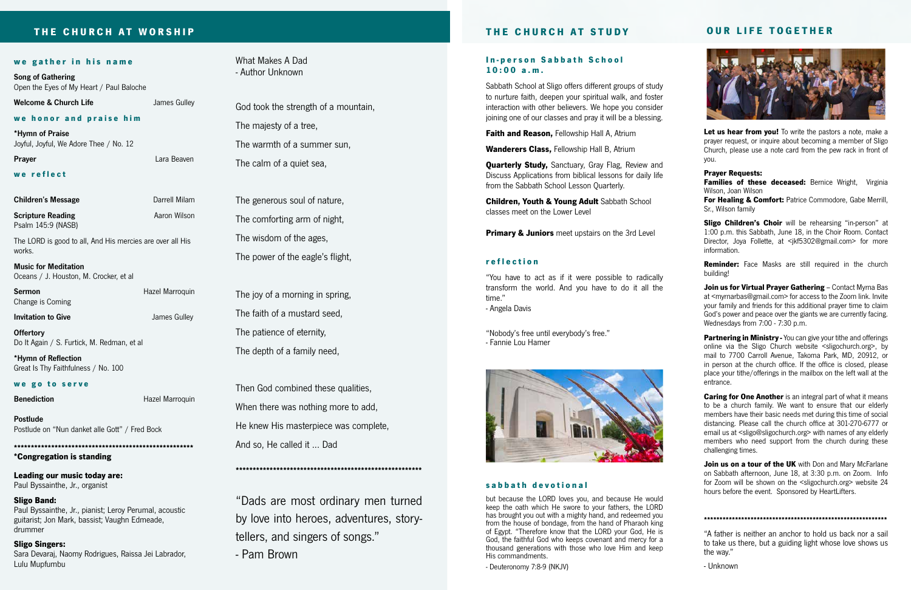## THE CHURCH AT WORSHIP

### we gather in his name

**Song of Gathering**
Open the Eyes of My Heart / Paul Baloche

**Welcome & Church Life** — James Gulley

### we honor and praise him

**\*Hymn of Praise**
Joyful, Joyful, We Adore Thee / No. 12

**Prayer** — Lara Beaven

### we reflect

**Children's Message** — Darrell Milam

**Scripture Reading** — Aaron Wilson
Psalm 145:9 (NASB)

The LORD is good to all, And His mercies are over all His works.

**Music for Meditation**
Oceans / J. Houston, M. Crocker, et al

**Sermon** — Hazel Marroquin
Change is Coming

**Invitation to Give** — James Gulley

**Offertory**
Do It Again / S. Furtick, M. Redman, et al

**\*Hymn of Reflection**
Great Is Thy Faithfulness / No. 100

### we go to serve

**Benediction** — Hazel Marroquin

**Postlude**
Postlude on "Nun danket alle Gott" / Fred Bock

\*\*\*\*\*\*\*\*\*\*\*\*\*\*\*\*\*\*\*\*\*\*\*\*\*\*\*\*\*\*\*\*\*\*\*\*\*\*\*\*\*\*\*\*\*\*\*\*\*\*\*\*\*\*

**\*Congregation is standing**

**Leading our music today are:**
Paul Byssainthe, Jr., organist

**Sligo Band:**
Paul Byssainthe, Jr., pianist; Leroy Perumal, acoustic guitarist; Jon Mark, bassist; Vaughn Edmeade, drummer

**Sligo Singers:**
Sara Devaraj, Naomy Rodrigues, Raissa Jei Labrador, Lulu Mupfumbu

What Makes A Dad
- Author Unknown

God took the strength of a mountain,
The majesty of a tree,
The warmth of a summer sun,
The calm of a quiet sea,

The generous soul of nature,
The comforting arm of night,
The wisdom of the ages,
The power of the eagle's flight,

The joy of a morning in spring,
The faith of a mustard seed,
The patience of eternity,
The depth of a family need,

Then God combined these qualities,
When there was nothing more to add,
He knew His masterpiece was complete,
And so, He called it ... Dad

\*\*\*\*\*\*\*\*\*\*\*\*\*\*\*\*\*\*\*\*\*\*\*\*\*\*\*\*\*\*\*\*\*\*\*\*\*\*\*\*\*\*\*\*\*\*\*\*\*\*\*\*\*\*

"Dads are most ordinary men turned by love into heroes, adventures, story-tellers, and singers of songs."
- Pam Brown

## THE CHURCH AT STUDY

### In-person Sabbath School 10:00 a.m.

Sabbath School at Sligo offers different groups of study to nurture faith, deepen your spiritual walk, and foster interaction with other believers. We hope you consider joining one of our classes and pray it will be a blessing.

**Faith and Reason,** Fellowship Hall A, Atrium

**Wanderers Class,** Fellowship Hall B, Atrium

**Quarterly Study,** Sanctuary, Gray Flag, Review and Discuss Applications from biblical lessons for daily life from the Sabbath School Lesson Quarterly.

**Children, Youth & Young Adult** Sabbath School classes meet on the Lower Level

**Primary & Juniors** meet upstairs on the 3rd Level

### reflection

"You have to act as if it were possible to radically transform the world. And you have to do it all the time."
- Angela Davis

"Nobody's free until everybody's free."
- Fannie Lou Hamer

### sabbath devotional

but because the LORD loves you, and because He would keep the oath which He swore to your fathers, the LORD has brought you out with a mighty hand, and redeemed you from the house of bondage, from the hand of Pharaoh king of Egypt. "Therefore know that the LORD your God, He is God, the faithful God who keeps covenant and mercy for a thousand generations with those who love Him and keep His commandments.

- Deuteronomy 7:8-9 (NKJV)

## OUR LIFE TOGETHER

**Let us hear from you!** To write the pastors a note, make a prayer request, or inquire about becoming a member of Sligo Church, please use a note card from the pew rack in front of you.

**Prayer Requests:**
**Families of these deceased:** Bernice Wright, Virginia Wilson, Joan Wilson
**For Healing & Comfort:** Patrice Commodore, Gabe Merrill, Sr., Wilson family

**Sligo Children's Choir** will be rehearsing "in-person" at 1:00 p.m. this Sabbath, June 18, in the Choir Room. Contact Director, Joya Follette, at <jkf5302@gmail.com> for more information.

**Reminder:** Face Masks are still required in the church building!

**Join us for Virtual Prayer Gathering** – Contact Myrna Bas at <myrnarbas@gmail.com> for access to the Zoom link. Invite your family and friends for this additional prayer time to claim God's power and peace over the giants we are currently facing. Wednesdays from 7:00 - 7:30 p.m.

**Partnering in Ministry -** You can give your tithe and offerings online via the Sligo Church website <sligochurch.org>, by mail to 7700 Carroll Avenue, Takoma Park, MD, 20912, or in person at the church office. If the office is closed, please place your tithe/offerings in the mailbox on the left wall at the entrance.

**Caring for One Another** is an integral part of what it means to be a church family. We want to ensure that our elderly members have their basic needs met during this time of social distancing. Please call the church office at 301-270-6777 or email us at <sligo@sligochurch.org> with names of any elderly members who need support from the church during these challenging times.

**Join us on a tour of the UK** with Don and Mary McFarlane on Sabbath afternoon, June 18, at 3:30 p.m. on Zoom. Info for Zoom will be shown on the <sligochurch.org> website 24 hours before the event. Sponsored by HeartLifters.

\*\*\*\*\*\*\*\*\*\*\*\*\*\*\*\*\*\*\*\*\*\*\*\*\*\*\*\*\*\*\*\*\*\*\*\*\*\*\*\*\*\*\*\*\*\*\*\*\*\*\*\*\*\*

"A father is neither an anchor to hold us back nor a sail to take us there, but a guiding light whose love shows us the way."

- Unknown